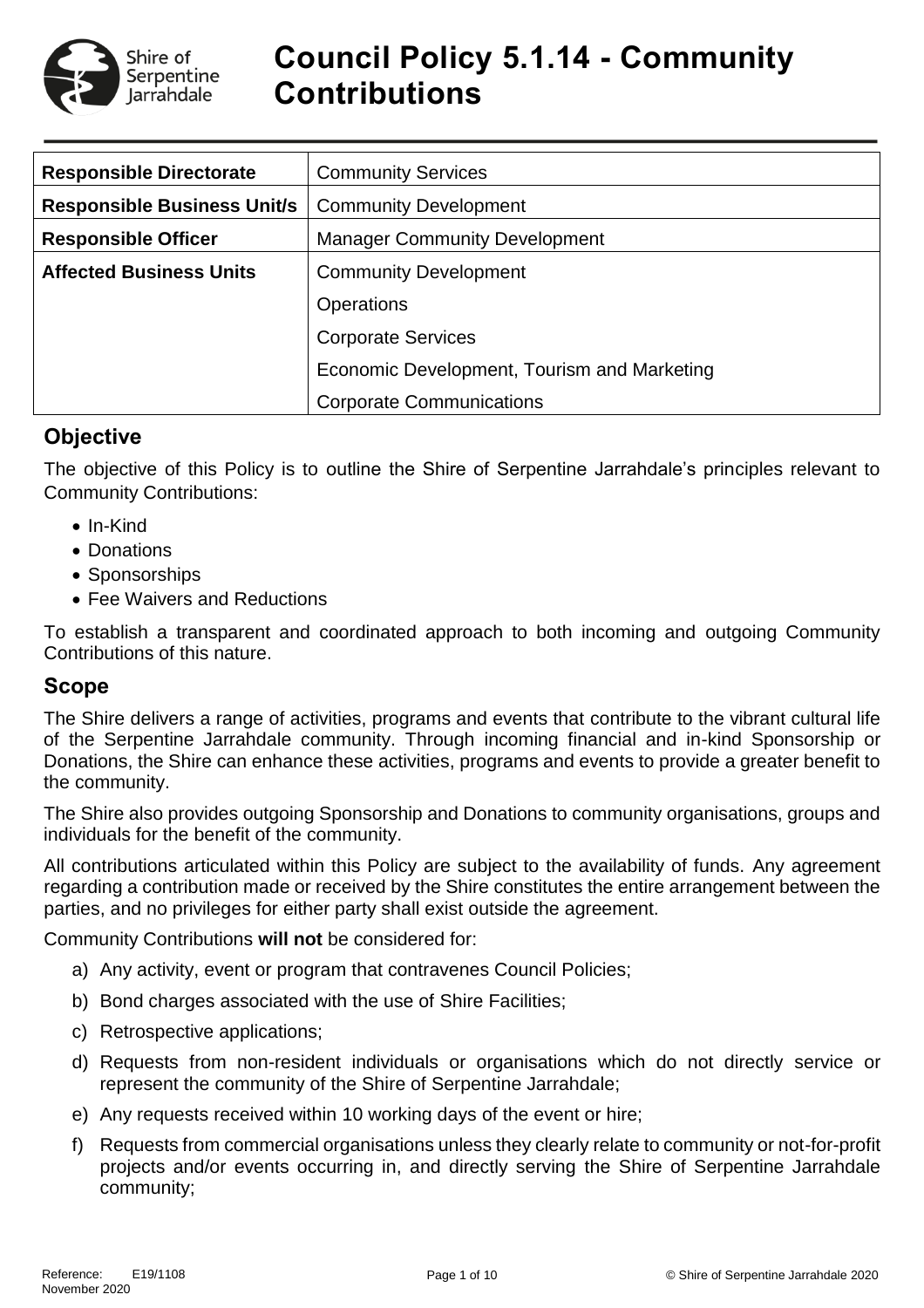# Council Policy 5.1.14 - Community Contributions

| **Responsible Directorate** | Community Services |
|---|---|
| **Responsible Business Unit/s** | Community Development |
| **Responsible Officer** | Manager Community Development |
| **Affected Business Units** | Community Development |
| | Operations |
| | Corporate Services |
| | Economic Development, Tourism and Marketing |
| | Corporate Communications |

## Objective

The objective of this Policy is to outline the Shire of Serpentine Jarrahdale's principles relevant to Community Contributions:

- In-Kind
- Donations
- Sponsorships
- Fee Waivers and Reductions

To establish a transparent and coordinated approach to both incoming and outgoing Community Contributions of this nature.

## Scope

The Shire delivers a range of activities, programs and events that contribute to the vibrant cultural life of the Serpentine Jarrahdale community. Through incoming financial and in-kind Sponsorship or Donations, the Shire can enhance these activities, programs and events to provide a greater benefit to the community.

The Shire also provides outgoing Sponsorship and Donations to community organisations, groups and individuals for the benefit of the community.

All contributions articulated within this Policy are subject to the availability of funds. Any agreement regarding a contribution made or received by the Shire constitutes the entire arrangement between the parties, and no privileges for either party shall exist outside the agreement.

Community Contributions **will not** be considered for:

a) Any activity, event or program that contravenes Council Policies;

b) Bond charges associated with the use of Shire Facilities;

c) Retrospective applications;

d) Requests from non-resident individuals or organisations which do not directly service or represent the community of the Shire of Serpentine Jarrahdale;

e) Any requests received within 10 working days of the event or hire;

f) Requests from commercial organisations unless they clearly relate to community or not-for-profit projects and/or events occurring in, and directly serving the Shire of Serpentine Jarrahdale community;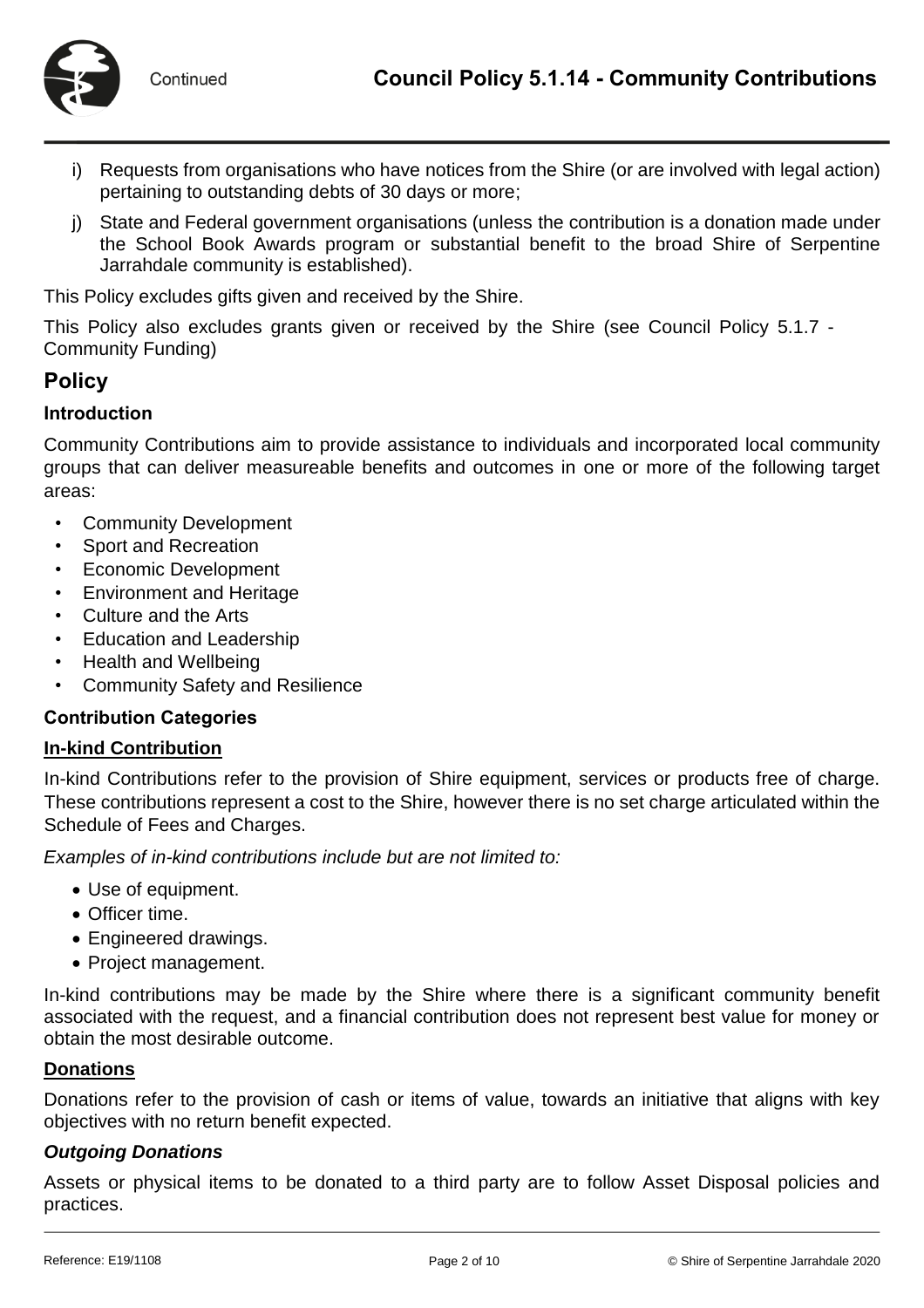i) Requests from organisations who have notices from the Shire (or are involved with legal action) pertaining to outstanding debts of 30 days or more;

j) State and Federal government organisations (unless the contribution is a donation made under the School Book Awards program or substantial benefit to the broad Shire of Serpentine Jarrahdale community is established).

This Policy excludes gifts given and received by the Shire.

This Policy also excludes grants given or received by the Shire (see Council Policy 5.1.7 - Community Funding)

## Policy

### Introduction

Community Contributions aim to provide assistance to individuals and incorporated local community groups that can deliver measureable benefits and outcomes in one or more of the following target areas:

- Community Development
- Sport and Recreation
- Economic Development
- Environment and Heritage
- Culture and the Arts
- Education and Leadership
- Health and Wellbeing
- Community Safety and Resilience

### Contribution Categories

**In-kind Contribution**

In-kind Contributions refer to the provision of Shire equipment, services or products free of charge. These contributions represent a cost to the Shire, however there is no set charge articulated within the Schedule of Fees and Charges.

*Examples of in-kind contributions include but are not limited to:*

- Use of equipment.
- Officer time.
- Engineered drawings.
- Project management.

In-kind contributions may be made by the Shire where there is a significant community benefit associated with the request, and a financial contribution does not represent best value for money or obtain the most desirable outcome.

**Donations**

Donations refer to the provision of cash or items of value, towards an initiative that aligns with key objectives with no return benefit expected.

***Outgoing Donations***

Assets or physical items to be donated to a third party are to follow Asset Disposal policies and practices.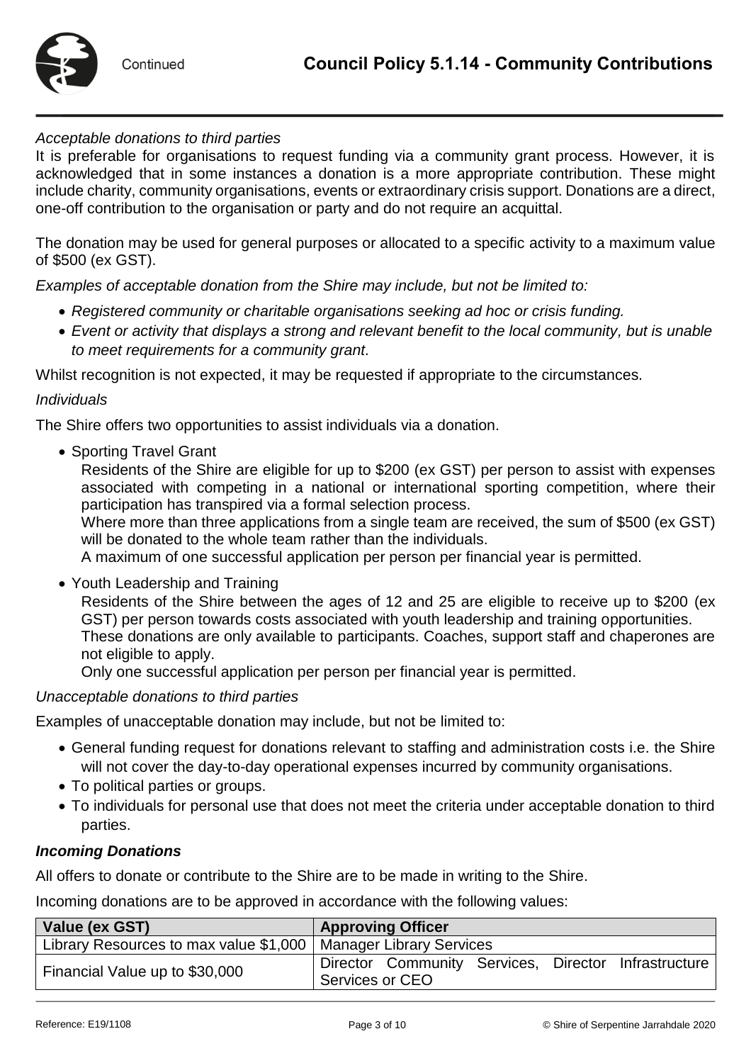*Acceptable donations to third parties*

It is preferable for organisations to request funding via a community grant process. However, it is acknowledged that in some instances a donation is a more appropriate contribution. These might include charity, community organisations, events or extraordinary crisis support. Donations are a direct, one-off contribution to the organisation or party and do not require an acquittal.

The donation may be used for general purposes or allocated to a specific activity to a maximum value of $500 (ex GST).

*Examples of acceptable donation from the Shire may include, but not be limited to:*

- *Registered community or charitable organisations seeking ad hoc or crisis funding.*
- *Event or activity that displays a strong and relevant benefit to the local community, but is unable to meet requirements for a community grant.*

Whilst recognition is not expected, it may be requested if appropriate to the circumstances.

*Individuals*

The Shire offers two opportunities to assist individuals via a donation.

- Sporting Travel Grant

  Residents of the Shire are eligible for up to $200 (ex GST) per person to assist with expenses associated with competing in a national or international sporting competition, where their participation has transpired via a formal selection process.

  Where more than three applications from a single team are received, the sum of $500 (ex GST) will be donated to the whole team rather than the individuals.

  A maximum of one successful application per person per financial year is permitted.

- Youth Leadership and Training

  Residents of the Shire between the ages of 12 and 25 are eligible to receive up to $200 (ex GST) per person towards costs associated with youth leadership and training opportunities.

  These donations are only available to participants. Coaches, support staff and chaperones are not eligible to apply.

  Only one successful application per person per financial year is permitted.

*Unacceptable donations to third parties*

Examples of unacceptable donation may include, but not be limited to:

- General funding request for donations relevant to staffing and administration costs i.e. the Shire will not cover the day-to-day operational expenses incurred by community organisations.
- To political parties or groups.
- To individuals for personal use that does not meet the criteria under acceptable donation to third parties.

***Incoming Donations***

All offers to donate or contribute to the Shire are to be made in writing to the Shire.

Incoming donations are to be approved in accordance with the following values:

| Value (ex GST) | Approving Officer |
|---|---|
| Library Resources to max value $1,000 | Manager Library Services |
| Financial Value up to $30,000 | Director Community Services, Director Infrastructure Services or CEO |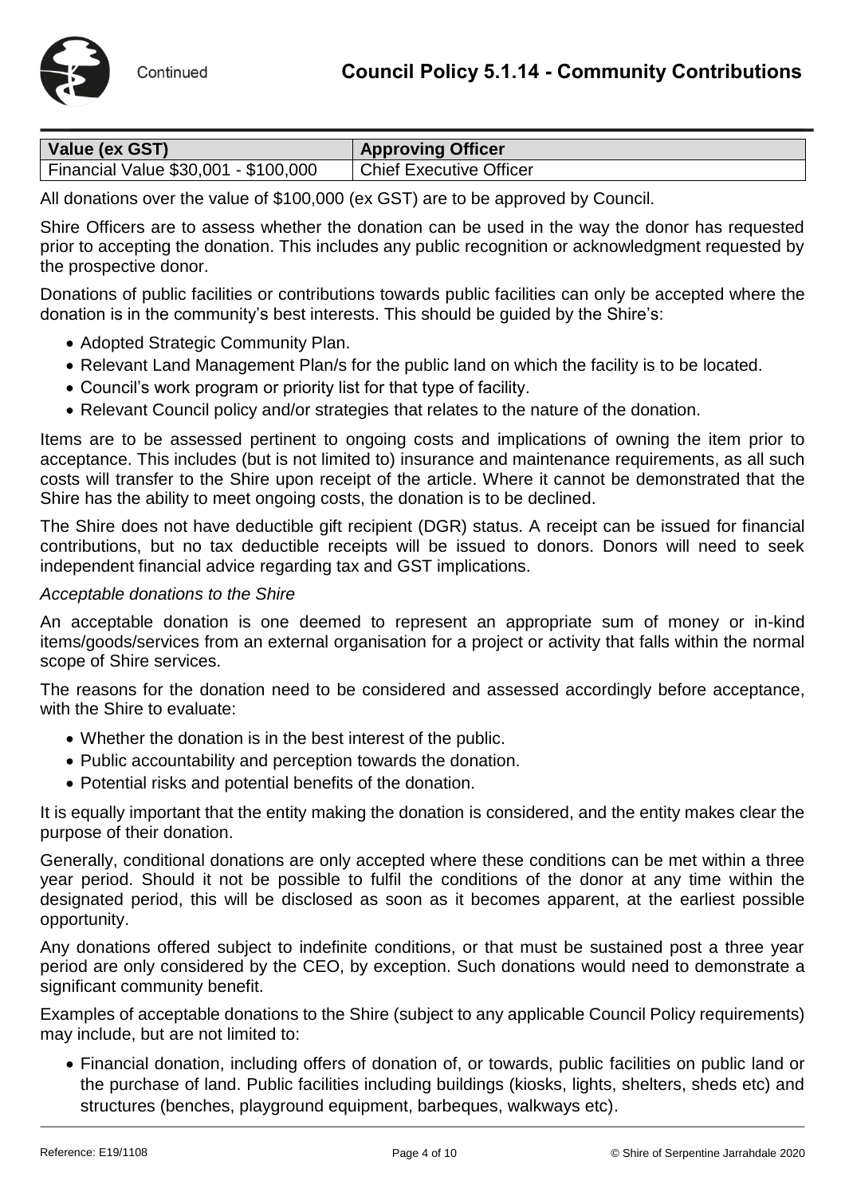| Value (ex GST) | Approving Officer |
| --- | --- |
| Financial Value $30,001 - $100,000 | Chief Executive Officer |

All donations over the value of $100,000 (ex GST) are to be approved by Council.

Shire Officers are to assess whether the donation can be used in the way the donor has requested prior to accepting the donation. This includes any public recognition or acknowledgment requested by the prospective donor.

Donations of public facilities or contributions towards public facilities can only be accepted where the donation is in the community's best interests. This should be guided by the Shire's:

- Adopted Strategic Community Plan.
- Relevant Land Management Plan/s for the public land on which the facility is to be located.
- Council's work program or priority list for that type of facility.
- Relevant Council policy and/or strategies that relates to the nature of the donation.

Items are to be assessed pertinent to ongoing costs and implications of owning the item prior to acceptance. This includes (but is not limited to) insurance and maintenance requirements, as all such costs will transfer to the Shire upon receipt of the article. Where it cannot be demonstrated that the Shire has the ability to meet ongoing costs, the donation is to be declined.

The Shire does not have deductible gift recipient (DGR) status. A receipt can be issued for financial contributions, but no tax deductible receipts will be issued to donors. Donors will need to seek independent financial advice regarding tax and GST implications.

*Acceptable donations to the Shire*

An acceptable donation is one deemed to represent an appropriate sum of money or in-kind items/goods/services from an external organisation for a project or activity that falls within the normal scope of Shire services.

The reasons for the donation need to be considered and assessed accordingly before acceptance, with the Shire to evaluate:

- Whether the donation is in the best interest of the public.
- Public accountability and perception towards the donation.
- Potential risks and potential benefits of the donation.

It is equally important that the entity making the donation is considered, and the entity makes clear the purpose of their donation.

Generally, conditional donations are only accepted where these conditions can be met within a three year period. Should it not be possible to fulfil the conditions of the donor at any time within the designated period, this will be disclosed as soon as it becomes apparent, at the earliest possible opportunity.

Any donations offered subject to indefinite conditions, or that must be sustained post a three year period are only considered by the CEO, by exception. Such donations would need to demonstrate a significant community benefit.

Examples of acceptable donations to the Shire (subject to any applicable Council Policy requirements) may include, but are not limited to:

- Financial donation, including offers of donation of, or towards, public facilities on public land or the purchase of land. Public facilities including buildings (kiosks, lights, shelters, sheds etc) and structures (benches, playground equipment, barbeques, walkways etc).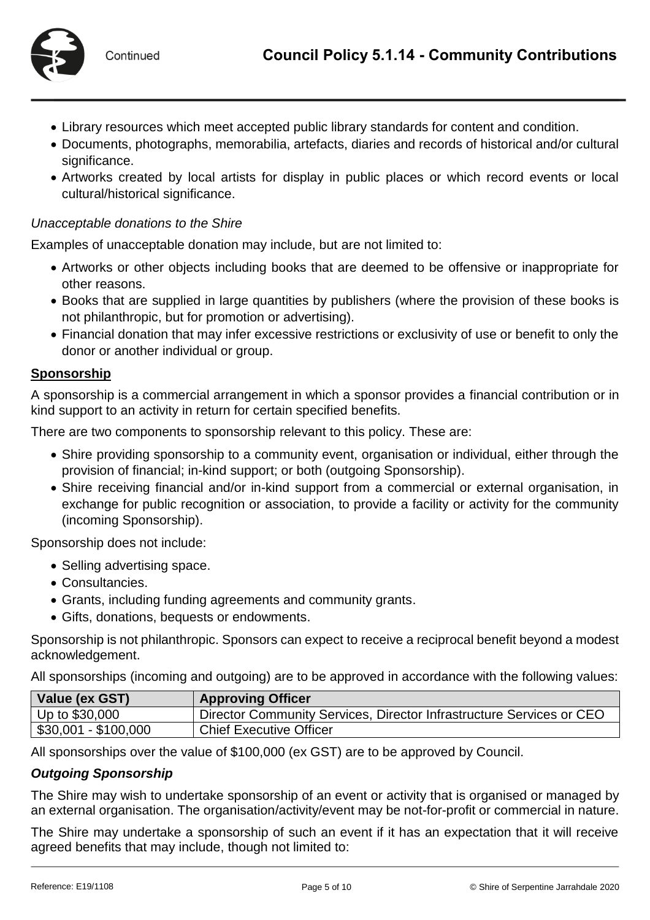- Library resources which meet accepted public library standards for content and condition.
- Documents, photographs, memorabilia, artefacts, diaries and records of historical and/or cultural significance.
- Artworks created by local artists for display in public places or which record events or local cultural/historical significance.

*Unacceptable donations to the Shire*

Examples of unacceptable donation may include, but are not limited to:

- Artworks or other objects including books that are deemed to be offensive or inappropriate for other reasons.
- Books that are supplied in large quantities by publishers (where the provision of these books is not philanthropic, but for promotion or advertising).
- Financial donation that may infer excessive restrictions or exclusivity of use or benefit to only the donor or another individual or group.

**Sponsorship**

A sponsorship is a commercial arrangement in which a sponsor provides a financial contribution or in kind support to an activity in return for certain specified benefits.

There are two components to sponsorship relevant to this policy. These are:

- Shire providing sponsorship to a community event, organisation or individual, either through the provision of financial; in-kind support; or both (outgoing Sponsorship).
- Shire receiving financial and/or in-kind support from a commercial or external organisation, in exchange for public recognition or association, to provide a facility or activity for the community (incoming Sponsorship).

Sponsorship does not include:

- Selling advertising space.
- Consultancies.
- Grants, including funding agreements and community grants.
- Gifts, donations, bequests or endowments.

Sponsorship is not philanthropic. Sponsors can expect to receive a reciprocal benefit beyond a modest acknowledgement.

All sponsorships (incoming and outgoing) are to be approved in accordance with the following values:

| Value (ex GST) | Approving Officer |
|---|---|
| Up to $30,000 | Director Community Services, Director Infrastructure Services or CEO |
| $30,001 - $100,000 | Chief Executive Officer |

All sponsorships over the value of $100,000 (ex GST) are to be approved by Council.

***Outgoing Sponsorship***

The Shire may wish to undertake sponsorship of an event or activity that is organised or managed by an external organisation. The organisation/activity/event may be not-for-profit or commercial in nature.

The Shire may undertake a sponsorship of such an event if it has an expectation that it will receive agreed benefits that may include, though not limited to: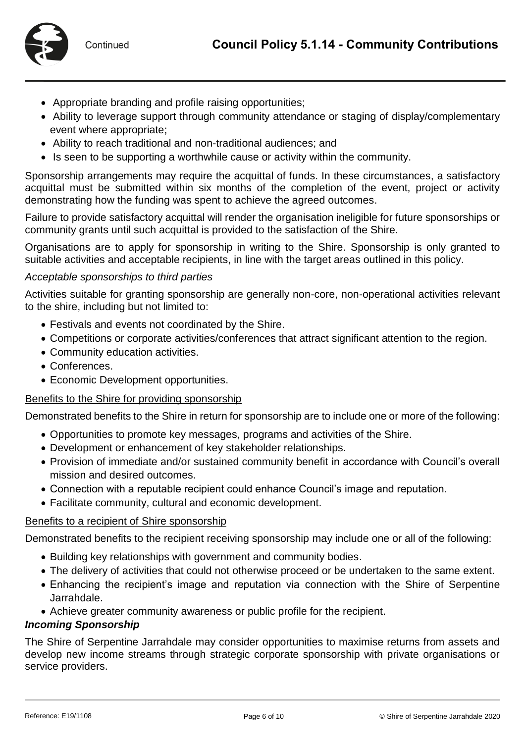- Appropriate branding and profile raising opportunities;
- Ability to leverage support through community attendance or staging of display/complementary event where appropriate;
- Ability to reach traditional and non-traditional audiences; and
- Is seen to be supporting a worthwhile cause or activity within the community.

Sponsorship arrangements may require the acquittal of funds. In these circumstances, a satisfactory acquittal must be submitted within six months of the completion of the event, project or activity demonstrating how the funding was spent to achieve the agreed outcomes.

Failure to provide satisfactory acquittal will render the organisation ineligible for future sponsorships or community grants until such acquittal is provided to the satisfaction of the Shire.

Organisations are to apply for sponsorship in writing to the Shire. Sponsorship is only granted to suitable activities and acceptable recipients, in line with the target areas outlined in this policy.

*Acceptable sponsorships to third parties*

Activities suitable for granting sponsorship are generally non-core, non-operational activities relevant to the shire, including but not limited to:

- Festivals and events not coordinated by the Shire.
- Competitions or corporate activities/conferences that attract significant attention to the region.
- Community education activities.
- Conferences.
- Economic Development opportunities.

<u>Benefits to the Shire for providing sponsorship</u>

Demonstrated benefits to the Shire in return for sponsorship are to include one or more of the following:

- Opportunities to promote key messages, programs and activities of the Shire.
- Development or enhancement of key stakeholder relationships.
- Provision of immediate and/or sustained community benefit in accordance with Council's overall mission and desired outcomes.
- Connection with a reputable recipient could enhance Council's image and reputation.
- Facilitate community, cultural and economic development.

<u>Benefits to a recipient of Shire sponsorship</u>

Demonstrated benefits to the recipient receiving sponsorship may include one or all of the following:

- Building key relationships with government and community bodies.
- The delivery of activities that could not otherwise proceed or be undertaken to the same extent.
- Enhancing the recipient's image and reputation via connection with the Shire of Serpentine Jarrahdale.
- Achieve greater community awareness or public profile for the recipient.

***Incoming Sponsorship***

The Shire of Serpentine Jarrahdale may consider opportunities to maximise returns from assets and develop new income streams through strategic corporate sponsorship with private organisations or service providers.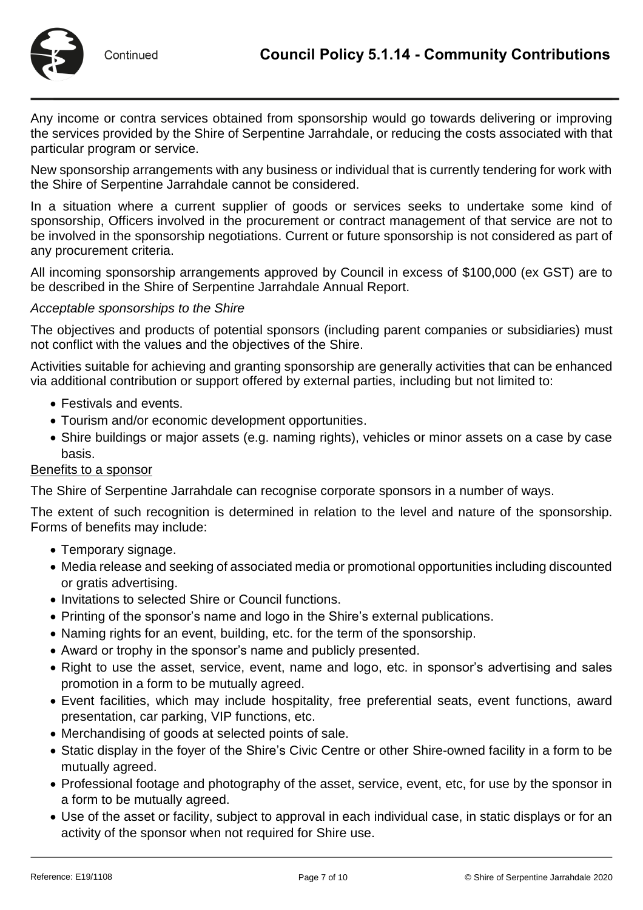Any income or contra services obtained from sponsorship would go towards delivering or improving the services provided by the Shire of Serpentine Jarrahdale, or reducing the costs associated with that particular program or service.

New sponsorship arrangements with any business or individual that is currently tendering for work with the Shire of Serpentine Jarrahdale cannot be considered.

In a situation where a current supplier of goods or services seeks to undertake some kind of sponsorship, Officers involved in the procurement or contract management of that service are not to be involved in the sponsorship negotiations. Current or future sponsorship is not considered as part of any procurement criteria.

All incoming sponsorship arrangements approved by Council in excess of $100,000 (ex GST) are to be described in the Shire of Serpentine Jarrahdale Annual Report.

*Acceptable sponsorships to the Shire*

The objectives and products of potential sponsors (including parent companies or subsidiaries) must not conflict with the values and the objectives of the Shire.

Activities suitable for achieving and granting sponsorship are generally activities that can be enhanced via additional contribution or support offered by external parties, including but not limited to:

- Festivals and events.
- Tourism and/or economic development opportunities.
- Shire buildings or major assets (e.g. naming rights), vehicles or minor assets on a case by case basis.

<u>Benefits to a sponsor</u>

The Shire of Serpentine Jarrahdale can recognise corporate sponsors in a number of ways.

The extent of such recognition is determined in relation to the level and nature of the sponsorship. Forms of benefits may include:

- Temporary signage.
- Media release and seeking of associated media or promotional opportunities including discounted or gratis advertising.
- Invitations to selected Shire or Council functions.
- Printing of the sponsor's name and logo in the Shire's external publications.
- Naming rights for an event, building, etc. for the term of the sponsorship.
- Award or trophy in the sponsor's name and publicly presented.
- Right to use the asset, service, event, name and logo, etc. in sponsor's advertising and sales promotion in a form to be mutually agreed.
- Event facilities, which may include hospitality, free preferential seats, event functions, award presentation, car parking, VIP functions, etc.
- Merchandising of goods at selected points of sale.
- Static display in the foyer of the Shire's Civic Centre or other Shire-owned facility in a form to be mutually agreed.
- Professional footage and photography of the asset, service, event, etc, for use by the sponsor in a form to be mutually agreed.
- Use of the asset or facility, subject to approval in each individual case, in static displays or for an activity of the sponsor when not required for Shire use.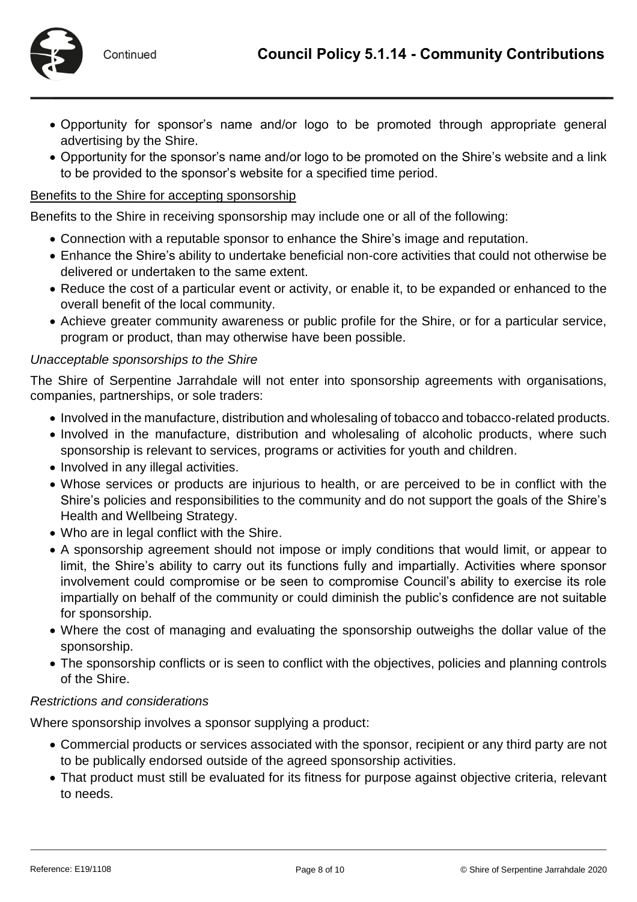- Opportunity for sponsor's name and/or logo to be promoted through appropriate general advertising by the Shire.
- Opportunity for the sponsor's name and/or logo to be promoted on the Shire's website and a link to be provided to the sponsor's website for a specified time period.

Benefits to the Shire for accepting sponsorship

Benefits to the Shire in receiving sponsorship may include one or all of the following:

- Connection with a reputable sponsor to enhance the Shire's image and reputation.
- Enhance the Shire's ability to undertake beneficial non-core activities that could not otherwise be delivered or undertaken to the same extent.
- Reduce the cost of a particular event or activity, or enable it, to be expanded or enhanced to the overall benefit of the local community.
- Achieve greater community awareness or public profile for the Shire, or for a particular service, program or product, than may otherwise have been possible.

*Unacceptable sponsorships to the Shire*

The Shire of Serpentine Jarrahdale will not enter into sponsorship agreements with organisations, companies, partnerships, or sole traders:

- Involved in the manufacture, distribution and wholesaling of tobacco and tobacco-related products.
- Involved in the manufacture, distribution and wholesaling of alcoholic products, where such sponsorship is relevant to services, programs or activities for youth and children.
- Involved in any illegal activities.
- Whose services or products are injurious to health, or are perceived to be in conflict with the Shire's policies and responsibilities to the community and do not support the goals of the Shire's Health and Wellbeing Strategy.
- Who are in legal conflict with the Shire.
- A sponsorship agreement should not impose or imply conditions that would limit, or appear to limit, the Shire's ability to carry out its functions fully and impartially. Activities where sponsor involvement could compromise or be seen to compromise Council's ability to exercise its role impartially on behalf of the community or could diminish the public's confidence are not suitable for sponsorship.
- Where the cost of managing and evaluating the sponsorship outweighs the dollar value of the sponsorship.
- The sponsorship conflicts or is seen to conflict with the objectives, policies and planning controls of the Shire.

*Restrictions and considerations*

Where sponsorship involves a sponsor supplying a product:

- Commercial products or services associated with the sponsor, recipient or any third party are not to be publically endorsed outside of the agreed sponsorship activities.
- That product must still be evaluated for its fitness for purpose against objective criteria, relevant to needs.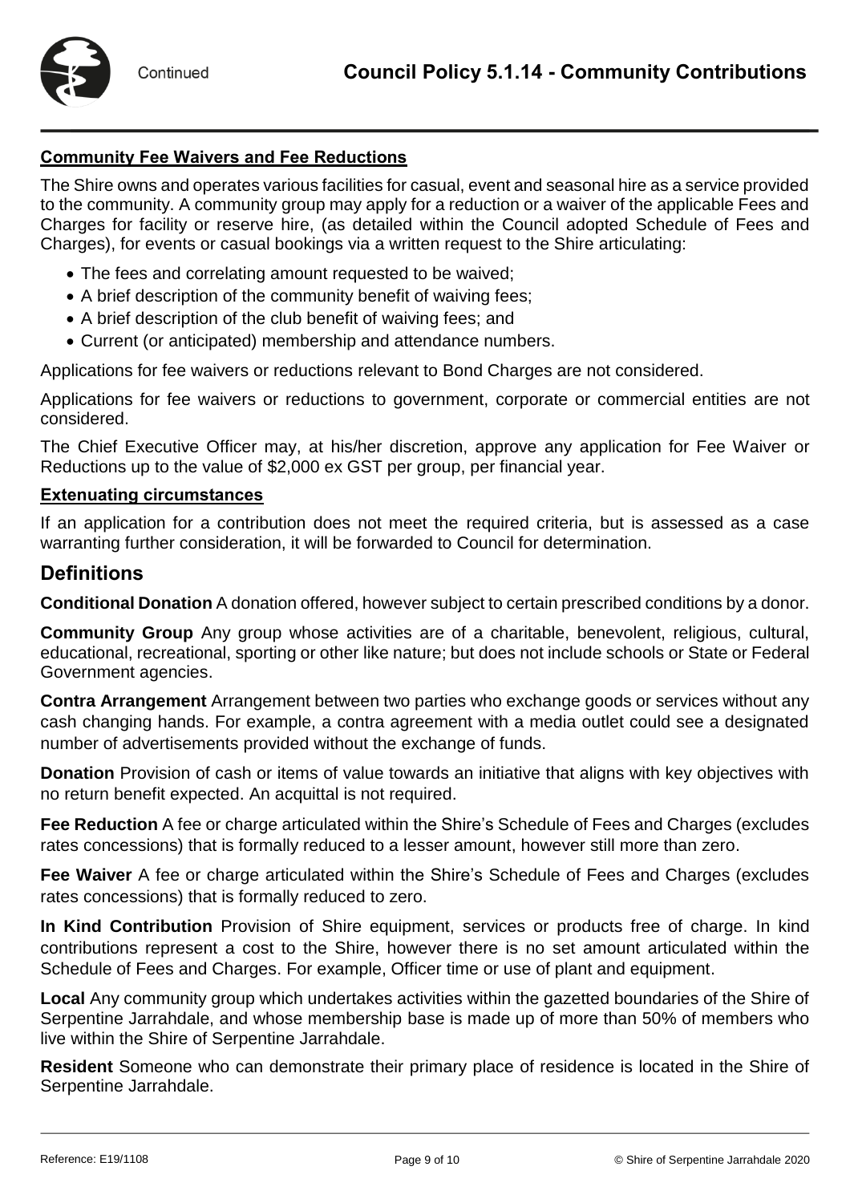**Community Fee Waivers and Fee Reductions**

The Shire owns and operates various facilities for casual, event and seasonal hire as a service provided to the community. A community group may apply for a reduction or a waiver of the applicable Fees and Charges for facility or reserve hire, (as detailed within the Council adopted Schedule of Fees and Charges), for events or casual bookings via a written request to the Shire articulating:

- The fees and correlating amount requested to be waived;
- A brief description of the community benefit of waiving fees;
- A brief description of the club benefit of waiving fees; and
- Current (or anticipated) membership and attendance numbers.

Applications for fee waivers or reductions relevant to Bond Charges are not considered.

Applications for fee waivers or reductions to government, corporate or commercial entities are not considered.

The Chief Executive Officer may, at his/her discretion, approve any application for Fee Waiver or Reductions up to the value of $2,000 ex GST per group, per financial year.

**Extenuating circumstances**

If an application for a contribution does not meet the required criteria, but is assessed as a case warranting further consideration, it will be forwarded to Council for determination.

## Definitions

**Conditional Donation** A donation offered, however subject to certain prescribed conditions by a donor.

**Community Group** Any group whose activities are of a charitable, benevolent, religious, cultural, educational, recreational, sporting or other like nature; but does not include schools or State or Federal Government agencies.

**Contra Arrangement** Arrangement between two parties who exchange goods or services without any cash changing hands. For example, a contra agreement with a media outlet could see a designated number of advertisements provided without the exchange of funds.

**Donation** Provision of cash or items of value towards an initiative that aligns with key objectives with no return benefit expected. An acquittal is not required.

**Fee Reduction** A fee or charge articulated within the Shire's Schedule of Fees and Charges (excludes rates concessions) that is formally reduced to a lesser amount, however still more than zero.

**Fee Waiver** A fee or charge articulated within the Shire's Schedule of Fees and Charges (excludes rates concessions) that is formally reduced to zero.

**In Kind Contribution** Provision of Shire equipment, services or products free of charge. In kind contributions represent a cost to the Shire, however there is no set amount articulated within the Schedule of Fees and Charges. For example, Officer time or use of plant and equipment.

**Local** Any community group which undertakes activities within the gazetted boundaries of the Shire of Serpentine Jarrahdale, and whose membership base is made up of more than 50% of members who live within the Shire of Serpentine Jarrahdale.

**Resident** Someone who can demonstrate their primary place of residence is located in the Shire of Serpentine Jarrahdale.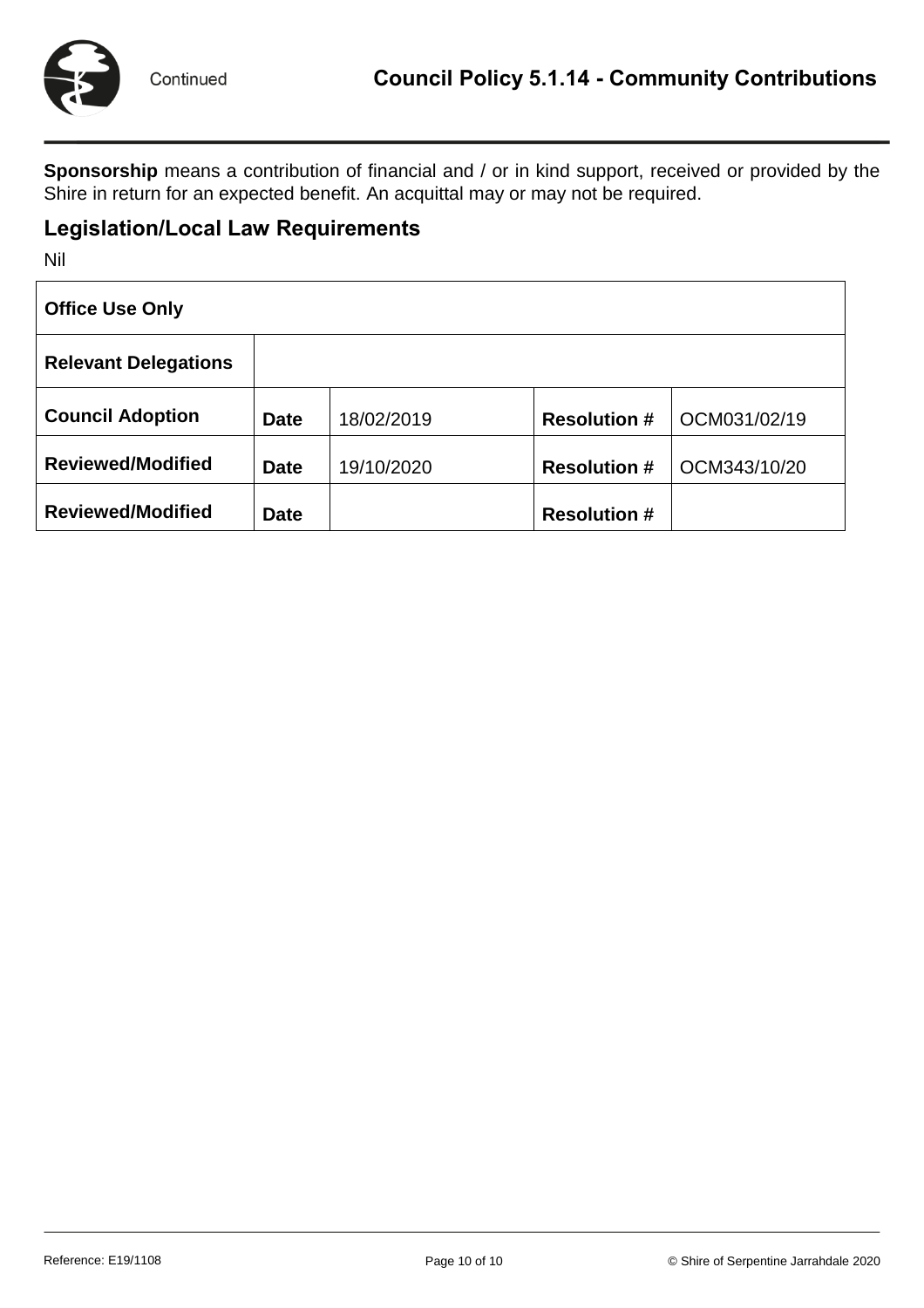**Sponsorship** means a contribution of financial and / or in kind support, received or provided by the Shire in return for an expected benefit. An acquittal may or may not be required.

## Legislation/Local Law Requirements

Nil

| | | | | |
|---|---|---|---|---|
| **Office Use Only** | | | | |
| **Relevant Delegations** | | | | |
| **Council Adoption** | **Date** | 18/02/2019 | **Resolution #** | OCM031/02/19 |
| **Reviewed/Modified** | **Date** | 19/10/2020 | **Resolution #** | OCM343/10/20 |
| **Reviewed/Modified** | **Date** | | **Resolution #** | |

Reference: E19/1108

© Shire of Serpentine Jarrahdale 2020